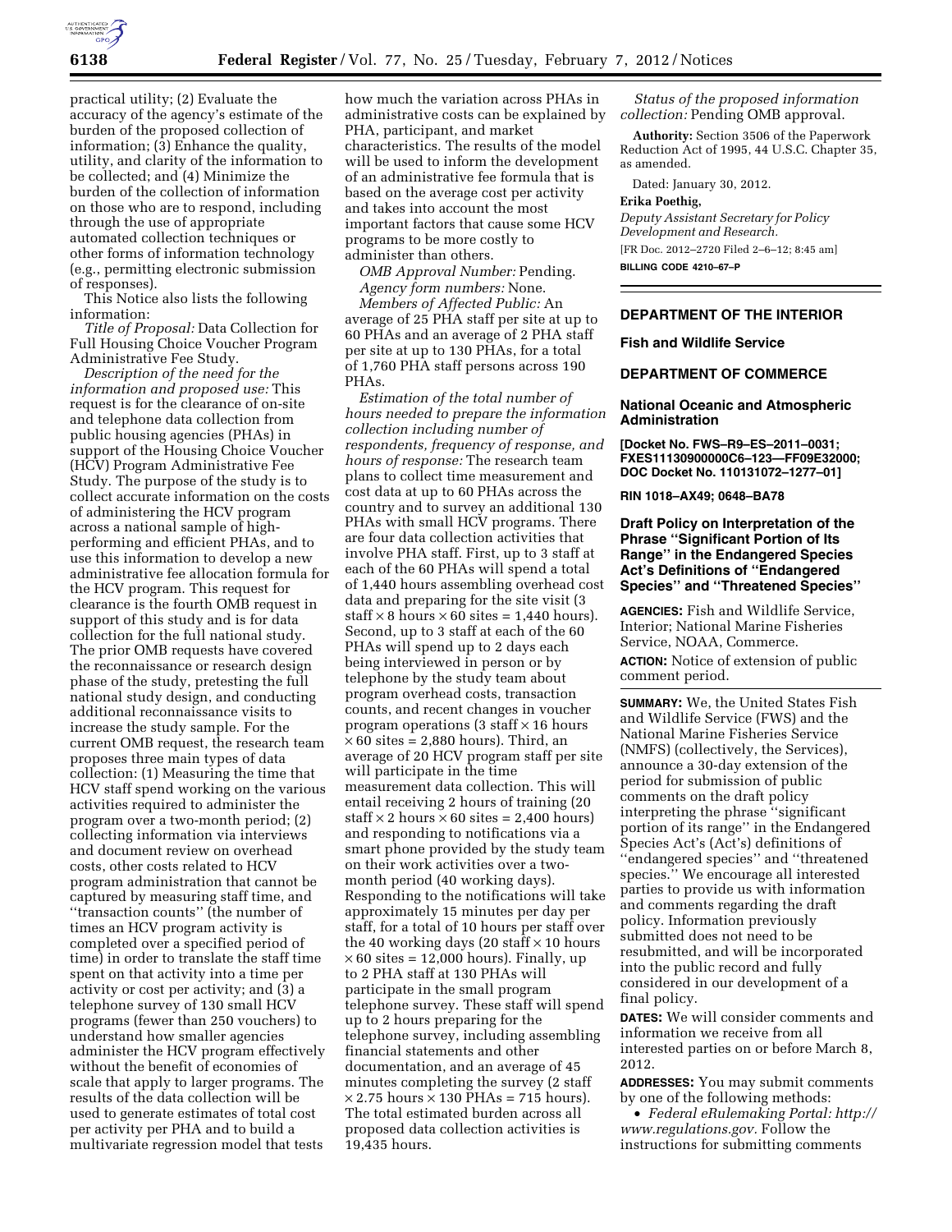practical utility; (2) Evaluate the accuracy of the agency's estimate of the burden of the proposed collection of information; (3) Enhance the quality, utility, and clarity of the information to be collected; and (4) Minimize the burden of the collection of information on those who are to respond, including through the use of appropriate automated collection techniques or other forms of information technology (e.g., permitting electronic submission of responses).

This Notice also lists the following information:

*Title of Proposal:* Data Collection for Full Housing Choice Voucher Program Administrative Fee Study.

*Description of the need for the information and proposed use:* This request is for the clearance of on-site and telephone data collection from public housing agencies (PHAs) in support of the Housing Choice Voucher (HCV) Program Administrative Fee Study. The purpose of the study is to collect accurate information on the costs of administering the HCV program across a national sample of high-performing and efficient PHAs, and to use this information to develop a new administrative fee allocation formula for the HCV program. This request for clearance is the fourth OMB request in support of this study and is for data collection for the full national study. The prior OMB requests have covered the reconnaissance or research design phase of the study, pretesting the full national study design, and conducting additional reconnaissance visits to increase the study sample. For the current OMB request, the research team proposes three main types of data collection: (1) Measuring the time that HCV staff spend working on the various activities required to administer the program over a two-month period; (2) collecting information via interviews and document review on overhead costs, other costs related to HCV program administration that cannot be captured by measuring staff time, and "transaction counts" (the number of times an HCV program activity is completed over a specified period of time) in order to translate the staff time spent on that activity into a time per activity or cost per activity; and (3) a telephone survey of 130 small HCV programs (fewer than 250 vouchers) to understand how smaller agencies administer the HCV program effectively without the benefit of economies of scale that apply to larger programs. The results of the data collection will be used to generate estimates of total cost per activity per PHA and to build a multivariate regression model that tests how much the variation across PHAs in administrative costs can be explained by PHA, participant, and market characteristics. The results of the model will be used to inform the development of an administrative fee formula that is based on the average cost per activity and takes into account the most important factors that cause some HCV programs to be more costly to administer than others.

*OMB Approval Number:* Pending.

*Agency form numbers:* None.

*Members of Affected Public:* An average of 25 PHA staff per site at up to 60 PHAs and an average of 2 PHA staff per site at up to 130 PHAs, for a total of 1,760 PHA staff persons across 190 PHAs.

*Estimation of the total number of hours needed to prepare the information collection including number of respondents, frequency of response, and hours of response:* The research team plans to collect time measurement and cost data at up to 60 PHAs across the country and to survey an additional 130 PHAs with small HCV programs. There are four data collection activities that involve PHA staff. First, up to 3 staff at each of the 60 PHAs will spend a total of 1,440 hours assembling overhead cost data and preparing for the site visit (3 staff $\times$ 8 hours $\times$ 60 sites = 1,440 hours). Second, up to 3 staff at each of the 60 PHAs will spend up to 2 days each being interviewed in person or by telephone by the study team about program overhead costs, transaction counts, and recent changes in voucher program operations (3 staff $\times$ 16 hours $\times$ 60 sites = 2,880 hours). Third, an average of 20 HCV program staff per site will participate in the time measurement data collection. This will entail receiving 2 hours of training (20 staff $\times$ 2 hours $\times$ 60 sites = 2,400 hours) and responding to notifications via a smart phone provided by the study team on their work activities over a two-month period (40 working days). Responding to the notifications will take approximately 15 minutes per day per staff, for a total of 10 hours per staff over the 40 working days (20 staff $\times$ 10 hours $\times$ 60 sites = 12,000 hours). Finally, up to 2 PHA staff at 130 PHAs will participate in the small program telephone survey. These staff will spend up to 2 hours preparing for the telephone survey, including assembling financial statements and other documentation, and an average of 45 minutes completing the survey (2 staff $\times$ 2.75 hours $\times$ 130 PHAs = 715 hours). The total estimated burden across all proposed data collection activities is 19,435 hours.

*Status of the proposed information collection:* Pending OMB approval.

**Authority:** Section 3506 of the Paperwork Reduction Act of 1995, 44 U.S.C. Chapter 35, as amended.

Dated: January 30, 2012.

**Erika Poethig,**

*Deputy Assistant Secretary for Policy Development and Research.*

[FR Doc. 2012–2720 Filed 2–6–12; 8:45 am]

**BILLING CODE 4210–67–P**

## DEPARTMENT OF THE INTERIOR

### Fish and Wildlife Service

## DEPARTMENT OF COMMERCE

### National Oceanic and Atmospheric Administration

**[Docket No. FWS–R9–ES–2011–0031; FXES11130900000C6–123—FF09E32000; DOC Docket No. 110131072–1277–01]**

**RIN 1018–AX49; 0648–BA78**

### Draft Policy on Interpretation of the Phrase "Significant Portion of Its Range" in the Endangered Species Act's Definitions of "Endangered Species" and "Threatened Species"

**AGENCIES:** Fish and Wildlife Service, Interior; National Marine Fisheries Service, NOAA, Commerce.

**ACTION:** Notice of extension of public comment period.

**SUMMARY:** We, the United States Fish and Wildlife Service (FWS) and the National Marine Fisheries Service (NMFS) (collectively, the Services), announce a 30-day extension of the period for submission of public comments on the draft policy interpreting the phrase "significant portion of its range" in the Endangered Species Act's (Act's) definitions of "endangered species" and "threatened species." We encourage all interested parties to provide us with information and comments regarding the draft policy. Information previously submitted does not need to be resubmitted, and will be incorporated into the public record and fully considered in our development of a final policy.

**DATES:** We will consider comments and information we receive from all interested parties on or before March 8, 2012.

**ADDRESSES:** You may submit comments by one of the following methods:

- *Federal eRulemaking Portal: http://www.regulations.gov.* Follow the instructions for submitting comments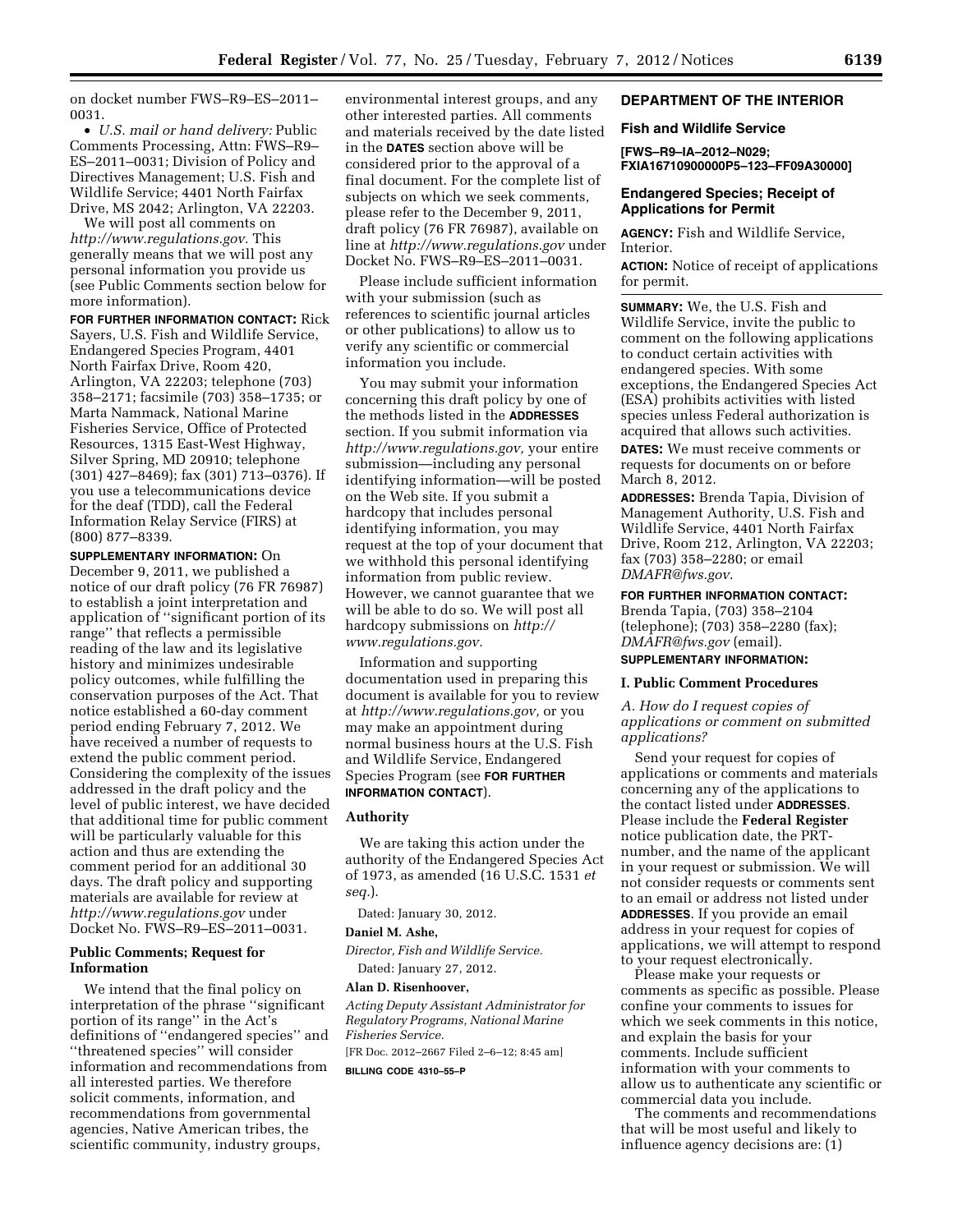on docket number FWS–R9–ES–2011–0031.

- *U.S. mail or hand delivery:* Public Comments Processing, Attn: FWS–R9–ES–2011–0031; Division of Policy and Directives Management; U.S. Fish and Wildlife Service; 4401 North Fairfax Drive, MS 2042; Arlington, VA 22203.

We will post all comments on *http://www.regulations.gov.* This generally means that we will post any personal information you provide us (see Public Comments section below for more information).

**FOR FURTHER INFORMATION CONTACT:** Rick Sayers, U.S. Fish and Wildlife Service, Endangered Species Program, 4401 North Fairfax Drive, Room 420, Arlington, VA 22203; telephone (703) 358–2171; facsimile (703) 358–1735; or Marta Nammack, National Marine Fisheries Service, Office of Protected Resources, 1315 East-West Highway, Silver Spring, MD 20910; telephone (301) 427–8469); fax (301) 713–0376). If you use a telecommunications device for the deaf (TDD), call the Federal Information Relay Service (FIRS) at (800) 877–8339.

**SUPPLEMENTARY INFORMATION:** On December 9, 2011, we published a notice of our draft policy (76 FR 76987) to establish a joint interpretation and application of ''significant portion of its range'' that reflects a permissible reading of the law and its legislative history and minimizes undesirable policy outcomes, while fulfilling the conservation purposes of the Act. That notice established a 60-day comment period ending February 7, 2012. We have received a number of requests to extend the public comment period. Considering the complexity of the issues addressed in the draft policy and the level of public interest, we have decided that additional time for public comment will be particularly valuable for this action and thus are extending the comment period for an additional 30 days. The draft policy and supporting materials are available for review at *http://www.regulations.gov* under Docket No. FWS–R9–ES–2011–0031.

## Public Comments; Request for Information

We intend that the final policy on interpretation of the phrase ''significant portion of its range'' in the Act's definitions of ''endangered species'' and ''threatened species'' will consider information and recommendations from all interested parties. We therefore solicit comments, information, and recommendations from governmental agencies, Native American tribes, the scientific community, industry groups, environmental interest groups, and any other interested parties. All comments and materials received by the date listed in the **DATES** section above will be considered prior to the approval of a final document. For the complete list of subjects on which we seek comments, please refer to the December 9, 2011, draft policy (76 FR 76987), available on line at *http://www.regulations.gov* under Docket No. FWS–R9–ES–2011–0031.

Please include sufficient information with your submission (such as references to scientific journal articles or other publications) to allow us to verify any scientific or commercial information you include.

You may submit your information concerning this draft policy by one of the methods listed in the **ADDRESSES** section. If you submit information via *http://www.regulations.gov,* your entire submission—including any personal identifying information—will be posted on the Web site. If you submit a hardcopy that includes personal identifying information, you may request at the top of your document that we withhold this personal identifying information from public review. However, we cannot guarantee that we will be able to do so. We will post all hardcopy submissions on *http://www.regulations.gov.*

Information and supporting documentation used in preparing this document is available for you to review at *http://www.regulations.gov,* or you may make an appointment during normal business hours at the U.S. Fish and Wildlife Service, Endangered Species Program (see **FOR FURTHER INFORMATION CONTACT**).

## Authority

We are taking this action under the authority of the Endangered Species Act of 1973, as amended (16 U.S.C. 1531 *et seq.*).

Dated: January 30, 2012.

**Daniel M. Ashe,**

*Director, Fish and Wildlife Service.*

Dated: January 27, 2012.

**Alan D. Risenhoover,**

*Acting Deputy Assistant Administrator for Regulatory Programs, National Marine Fisheries Service.*

[FR Doc. 2012–2667 Filed 2–6–12; 8:45 am]

**BILLING CODE 4310–55–P**

## DEPARTMENT OF THE INTERIOR

### Fish and Wildlife Service

**[FWS–R9–IA–2012–N029; FXIA16710900000P5–123–FF09A30000]**

### Endangered Species; Receipt of Applications for Permit

**AGENCY:** Fish and Wildlife Service, Interior.

**ACTION:** Notice of receipt of applications for permit.

**SUMMARY:** We, the U.S. Fish and Wildlife Service, invite the public to comment on the following applications to conduct certain activities with endangered species. With some exceptions, the Endangered Species Act (ESA) prohibits activities with listed species unless Federal authorization is acquired that allows such activities.

**DATES:** We must receive comments or requests for documents on or before March 8, 2012.

**ADDRESSES:** Brenda Tapia, Division of Management Authority, U.S. Fish and Wildlife Service, 4401 North Fairfax Drive, Room 212, Arlington, VA 22203; fax (703) 358–2280; or email *DMAFR@fws.gov*.

**FOR FURTHER INFORMATION CONTACT:** Brenda Tapia, (703) 358–2104 (telephone); (703) 358–2280 (fax); *DMAFR@fws.gov* (email).

**SUPPLEMENTARY INFORMATION:**

### I. Public Comment Procedures

*A. How do I request copies of applications or comment on submitted applications?*

Send your request for copies of applications or comments and materials concerning any of the applications to the contact listed under **ADDRESSES**. Please include the **Federal Register** notice publication date, the PRT-number, and the name of the applicant in your request or submission. We will not consider requests or comments sent to an email or address not listed under **ADDRESSES**. If you provide an email address in your request for copies of applications, we will attempt to respond to your request electronically.

Please make your requests or comments as specific as possible. Please confine your comments to issues for which we seek comments in this notice, and explain the basis for your comments. Include sufficient information with your comments to allow us to authenticate any scientific or commercial data you include.

The comments and recommendations that will be most useful and likely to influence agency decisions are: (1)